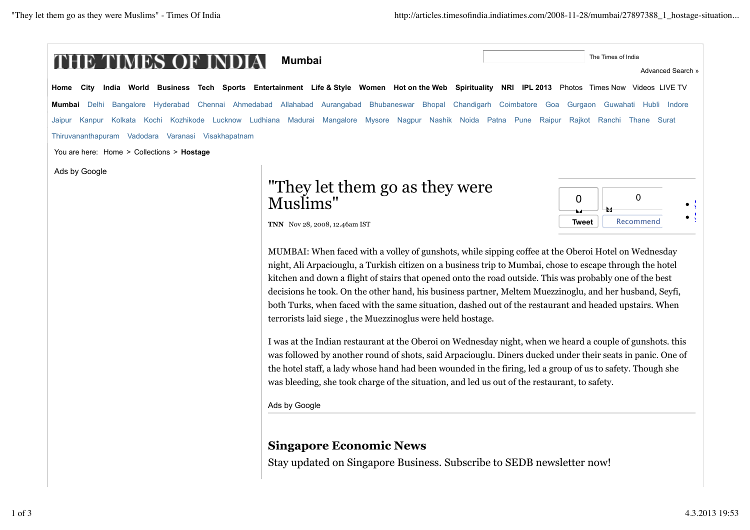# "They let them go as they were Muslims"

**TNN** Nov 28, 2008, 12.46am IST

MUMBAI: When faced with a volley of gunshots, while sipping coffee at the Oberoi Hotel on Wednesday night, Ali Arpaciouglu, a Turkish citizen on a business trip to Mumbai, chose to escape through the hotel kitchen and down a flight of stairs that opened onto the road outside. This was probably one of the best decisions he took. On the other hand, his business partner, Meltem Muezzinoglu, and her husband, Seyfi, both Turks, when faced with the same situation, dashed out of the restaurant and headed upstairs. When terrorists laid siege , the Muezzinoglus were held hostage.

I was at the Indian restaurant at the Oberoi on Wednesday night, when we heard a couple of gunshots. this was followed by another round of shots, said Arpacioglu. Diners ducked under their seats in panic. One of the hotel staff, a lady whose hand had been wounded in the firing, led a group of us to safety. Though she was bleeding, she took charge of the situation, and led us out of the restaurant, to safety.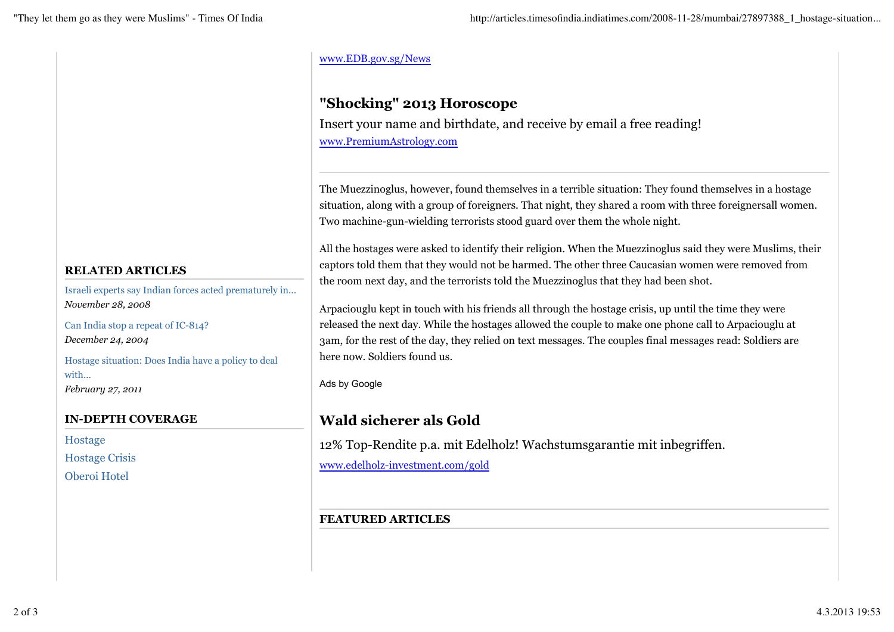www.EDB.gov.sg/News

## "Shocking" 2013 Horoscope

Insert your name and birthdate, and receive by email a free reading!

www.PremiumAstrology.com

The Muezzinoglus, however, found themselves in a terrible situation: They found themselves in a hostage situation, along with a group of foreigners. That night, they shared a room with three foreignersall women. Two machine-gun-wielding terrorists stood guard over them the whole night.

All the hostages were asked to identify their religion. When the Muezzinoglus said they were Muslims, their captors told them that they would not be harmed. The other three Caucasian women were removed from the room next day, and the terrorists told the Muezzinoglus that they had been shot.

Arpaciouglu kept in touch with his friends all through the hostage crisis, up until the time they were released the next day. While the hostages allowed the couple to make one phone call to Arpacioglu at 3am, for the rest of the day, they relied on text messages. The couples final messages read: Soldiers are here now. Soldiers found us.

Ads by Google

## Wald sicherer als Gold

12% Top-Rendite p.a. mit Edelholz! Wachstumsgarantie mit inbegriffen.

www.edelholz-investment.com/gold

### FEATURED ARTICLES

### RELATED ARTICLES

Israeli experts say Indian forces acted prematurely in...
*November 28, 2008*

Can India stop a repeat of IC-814?
*December 24, 2004*

Hostage situation: Does India have a policy to deal with...
*February 27, 2011*

### IN-DEPTH COVERAGE

Hostage
Hostage Crisis
Oberoi Hotel